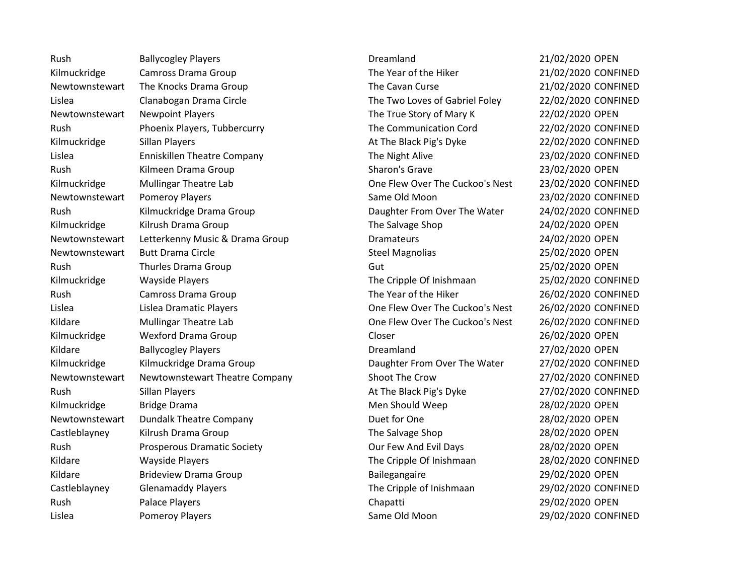| Rush | Ballycogley Players | Dreamland | 21/02/2020 | OPEN |
|---|---|---|---|---|
| Kilmuckridge | Camross Drama Group | The Year of the Hiker | 21/02/2020 | CONFINED |
| Newtownstewart | The Knocks Drama Group | The Cavan Curse | 21/02/2020 | CONFINED |
| Lislea | Clanabogan Drama Circle | The Two Loves of Gabriel Foley | 22/02/2020 | CONFINED |
| Newtownstewart | Newpoint Players | The True Story of Mary K | 22/02/2020 | OPEN |
| Rush | Phoenix Players, Tubbercurry | The Communication Cord | 22/02/2020 | CONFINED |
| Kilmuckridge | Sillan Players | At The Black Pig's Dyke | 22/02/2020 | CONFINED |
| Lislea | Enniskillen Theatre Company | The Night Alive | 23/02/2020 | CONFINED |
| Rush | Kilmeen Drama Group | Sharon's Grave | 23/02/2020 | OPEN |
| Kilmuckridge | Mullingar Theatre Lab | One Flew Over The Cuckoo's Nest | 23/02/2020 | CONFINED |
| Newtownstewart | Pomeroy Players | Same Old Moon | 23/02/2020 | CONFINED |
| Rush | Kilmuckridge Drama Group | Daughter From Over The Water | 24/02/2020 | CONFINED |
| Kilmuckridge | Kilrush Drama Group | The Salvage Shop | 24/02/2020 | OPEN |
| Newtownstewart | Letterkenny Music & Drama Group | Dramateurs | 24/02/2020 | OPEN |
| Newtownstewart | Butt Drama Circle | Steel Magnolias | 25/02/2020 | OPEN |
| Rush | Thurles Drama Group | Gut | 25/02/2020 | OPEN |
| Kilmuckridge | Wayside Players | The Cripple Of Inishmaan | 25/02/2020 | CONFINED |
| Rush | Camross Drama Group | The Year of the Hiker | 26/02/2020 | CONFINED |
| Lislea | Lislea Dramatic Players | One Flew Over The Cuckoo's Nest | 26/02/2020 | CONFINED |
| Kildare | Mullingar Theatre Lab | One Flew Over The Cuckoo's Nest | 26/02/2020 | CONFINED |
| Kilmuckridge | Wexford Drama Group | Closer | 26/02/2020 | OPEN |
| Kildare | Ballycogley Players | Dreamland | 27/02/2020 | OPEN |
| Kilmuckridge | Kilmuckridge Drama Group | Daughter From Over The Water | 27/02/2020 | CONFINED |
| Newtownstewart | Newtownstewart Theatre Company | Shoot The Crow | 27/02/2020 | CONFINED |
| Rush | Sillan Players | At The Black Pig's Dyke | 27/02/2020 | CONFINED |
| Kilmuckridge | Bridge Drama | Men Should Weep | 28/02/2020 | OPEN |
| Newtownstewart | Dundalk Theatre Company | Duet for One | 28/02/2020 | OPEN |
| Castleblayney | Kilrush Drama Group | The Salvage Shop | 28/02/2020 | OPEN |
| Rush | Prosperous Dramatic Society | Our Few And Evil Days | 28/02/2020 | OPEN |
| Kildare | Wayside Players | The Cripple Of Inishmaan | 28/02/2020 | CONFINED |
| Kildare | Brideview Drama Group | Bailegangaire | 29/02/2020 | OPEN |
| Castleblayney | Glenamaddy Players | The Cripple of Inishmaan | 29/02/2020 | CONFINED |
| Rush | Palace Players | Chapatti | 29/02/2020 | OPEN |
| Lislea | Pomeroy Players | Same Old Moon | 29/02/2020 | CONFINED |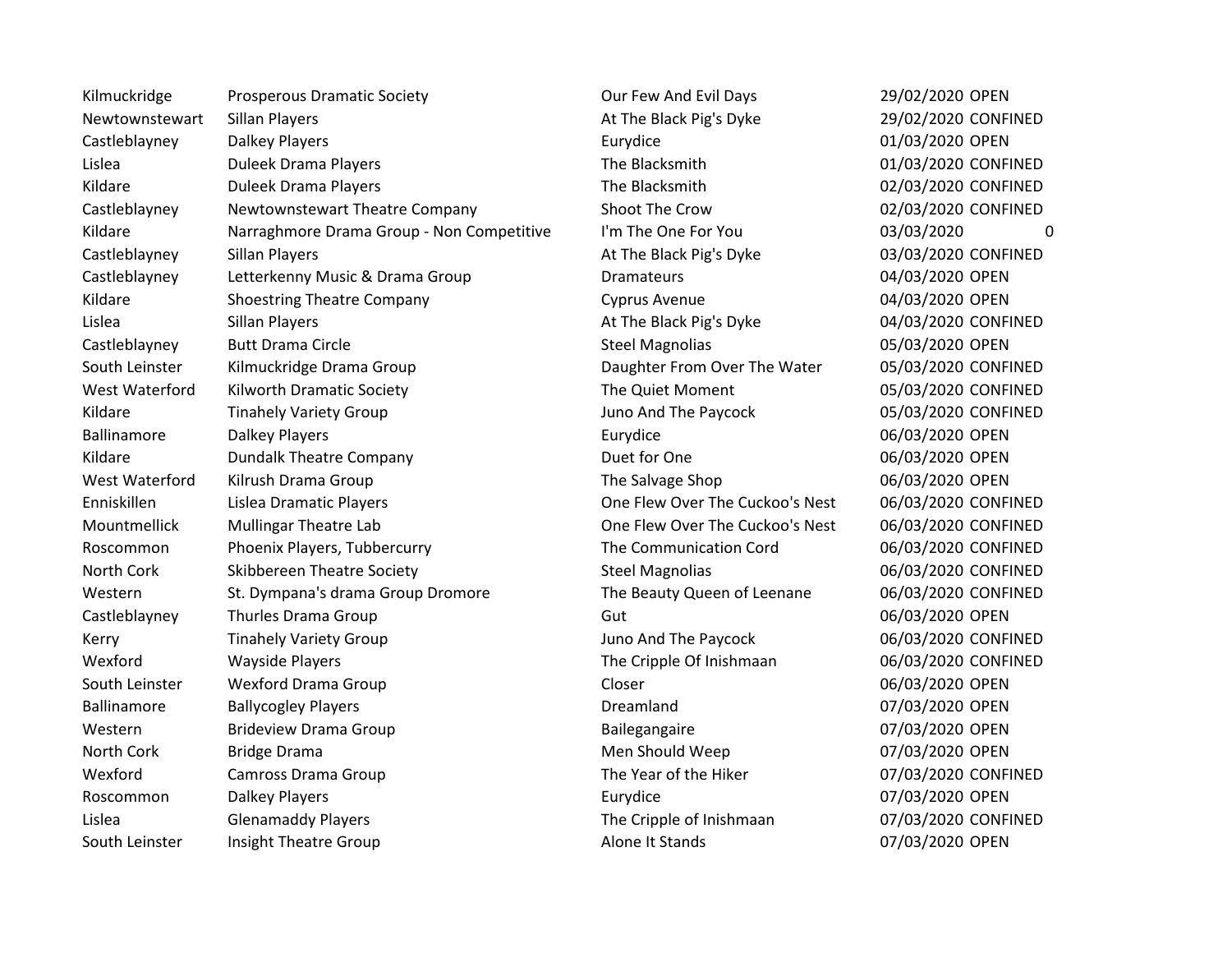| | | | | |
|---|---|---|---|---|
| Kilmuckridge | Prosperous Dramatic Society | Our Few And Evil Days | 29/02/2020 | OPEN |
| Newtownstewart | Sillan Players | At The Black Pig's Dyke | 29/02/2020 | CONFINED |
| Castleblayney | Dalkey Players | Eurydice | 01/03/2020 | OPEN |
| Lislea | Duleek Drama Players | The Blacksmith | 01/03/2020 | CONFINED |
| Kildare | Duleek Drama Players | The Blacksmith | 02/03/2020 | CONFINED |
| Castleblayney | Newtownstewart Theatre Company | Shoot The Crow | 02/03/2020 | CONFINED |
| Kildare | Narraghmore Drama Group - Non Competitive | I'm The One For You | 03/03/2020 | 0 |
| Castleblayney | Sillan Players | At The Black Pig's Dyke | 03/03/2020 | CONFINED |
| Castleblayney | Letterkenny Music & Drama Group | Dramateurs | 04/03/2020 | OPEN |
| Kildare | Shoestring Theatre Company | Cyprus Avenue | 04/03/2020 | OPEN |
| Lislea | Sillan Players | At The Black Pig's Dyke | 04/03/2020 | CONFINED |
| Castleblayney | Butt Drama Circle | Steel Magnolias | 05/03/2020 | OPEN |
| South Leinster | Kilmuckridge Drama Group | Daughter From Over The Water | 05/03/2020 | CONFINED |
| West Waterford | Kilworth Dramatic Society | The Quiet Moment | 05/03/2020 | CONFINED |
| Kildare | Tinahely Variety Group | Juno And The Paycock | 05/03/2020 | CONFINED |
| Ballinamore | Dalkey Players | Eurydice | 06/03/2020 | OPEN |
| Kildare | Dundalk Theatre Company | Duet for One | 06/03/2020 | OPEN |
| West Waterford | Kilrush Drama Group | The Salvage Shop | 06/03/2020 | OPEN |
| Enniskillen | Lislea Dramatic Players | One Flew Over The Cuckoo's Nest | 06/03/2020 | CONFINED |
| Mountmellick | Mullingar Theatre Lab | One Flew Over The Cuckoo's Nest | 06/03/2020 | CONFINED |
| Roscommon | Phoenix Players, Tubbercurry | The Communication Cord | 06/03/2020 | CONFINED |
| North Cork | Skibbereen Theatre Society | Steel Magnolias | 06/03/2020 | CONFINED |
| Western | St. Dympana's drama Group Dromore | The Beauty Queen of Leenane | 06/03/2020 | CONFINED |
| Castleblayney | Thurles Drama Group | Gut | 06/03/2020 | OPEN |
| Kerry | Tinahely Variety Group | Juno And The Paycock | 06/03/2020 | CONFINED |
| Wexford | Wayside Players | The Cripple Of Inishmaan | 06/03/2020 | CONFINED |
| South Leinster | Wexford Drama Group | Closer | 06/03/2020 | OPEN |
| Ballinamore | Ballycogley Players | Dreamland | 07/03/2020 | OPEN |
| Western | Brideview Drama Group | Bailegangaire | 07/03/2020 | OPEN |
| North Cork | Bridge Drama | Men Should Weep | 07/03/2020 | OPEN |
| Wexford | Camross Drama Group | The Year of the Hiker | 07/03/2020 | CONFINED |
| Roscommon | Dalkey Players | Eurydice | 07/03/2020 | OPEN |
| Lislea | Glenamaddy Players | The Cripple of Inishmaan | 07/03/2020 | CONFINED |
| South Leinster | Insight Theatre Group | Alone It Stands | 07/03/2020 | OPEN |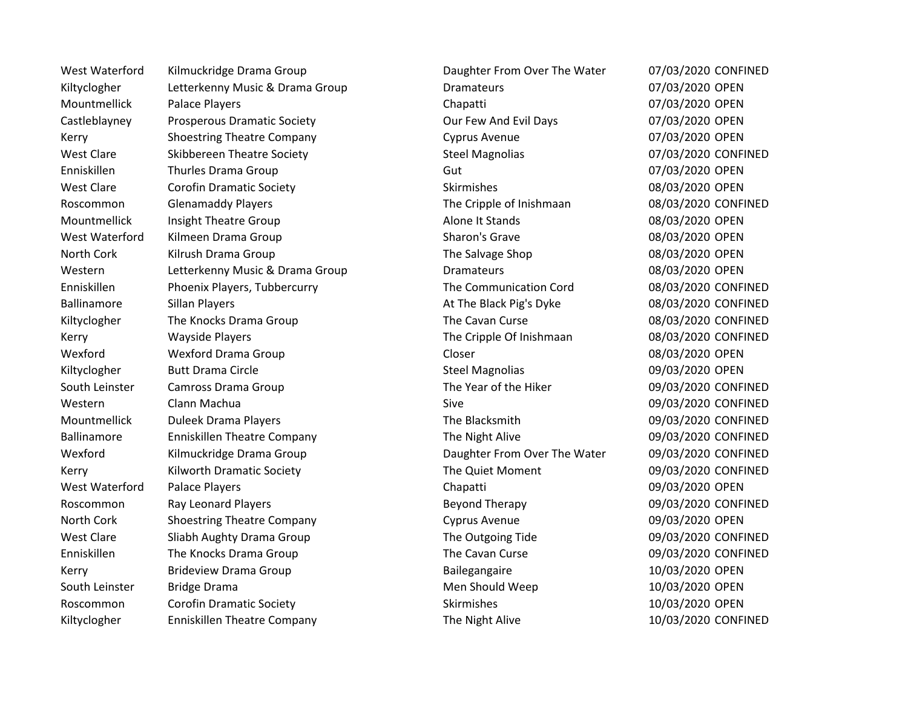| | | | | |
|---|---|---|---|---|
| West Waterford | Kilmuckridge Drama Group | Daughter From Over The Water | 07/03/2020 | CONFINED |
| Kiltyclogher | Letterkenny Music & Drama Group | Dramateurs | 07/03/2020 | OPEN |
| Mountmellick | Palace Players | Chapatti | 07/03/2020 | OPEN |
| Castleblayney | Prosperous Dramatic Society | Our Few And Evil Days | 07/03/2020 | OPEN |
| Kerry | Shoestring Theatre Company | Cyprus Avenue | 07/03/2020 | OPEN |
| West Clare | Skibbereen Theatre Society | Steel Magnolias | 07/03/2020 | CONFINED |
| Enniskillen | Thurles Drama Group | Gut | 07/03/2020 | OPEN |
| West Clare | Corofin Dramatic Society | Skirmishes | 08/03/2020 | OPEN |
| Roscommon | Glenamaddy Players | The Cripple of Inishmaan | 08/03/2020 | CONFINED |
| Mountmellick | Insight Theatre Group | Alone It Stands | 08/03/2020 | OPEN |
| West Waterford | Kilmeen Drama Group | Sharon's Grave | 08/03/2020 | OPEN |
| North Cork | Kilrush Drama Group | The Salvage Shop | 08/03/2020 | OPEN |
| Western | Letterkenny Music & Drama Group | Dramateurs | 08/03/2020 | OPEN |
| Enniskillen | Phoenix Players, Tubbercurry | The Communication Cord | 08/03/2020 | CONFINED |
| Ballinamore | Sillan Players | At The Black Pig's Dyke | 08/03/2020 | CONFINED |
| Kiltyclogher | The Knocks Drama Group | The Cavan Curse | 08/03/2020 | CONFINED |
| Kerry | Wayside Players | The Cripple Of Inishmaan | 08/03/2020 | CONFINED |
| Wexford | Wexford Drama Group | Closer | 08/03/2020 | OPEN |
| Kiltyclogher | Butt Drama Circle | Steel Magnolias | 09/03/2020 | OPEN |
| South Leinster | Camross Drama Group | The Year of the Hiker | 09/03/2020 | CONFINED |
| Western | Clann Machua | Sive | 09/03/2020 | CONFINED |
| Mountmellick | Duleek Drama Players | The Blacksmith | 09/03/2020 | CONFINED |
| Ballinamore | Enniskillen Theatre Company | The Night Alive | 09/03/2020 | CONFINED |
| Wexford | Kilmuckridge Drama Group | Daughter From Over The Water | 09/03/2020 | CONFINED |
| Kerry | Kilworth Dramatic Society | The Quiet Moment | 09/03/2020 | CONFINED |
| West Waterford | Palace Players | Chapatti | 09/03/2020 | OPEN |
| Roscommon | Ray Leonard Players | Beyond Therapy | 09/03/2020 | CONFINED |
| North Cork | Shoestring Theatre Company | Cyprus Avenue | 09/03/2020 | OPEN |
| West Clare | Sliabh Aughty Drama Group | The Outgoing Tide | 09/03/2020 | CONFINED |
| Enniskillen | The Knocks Drama Group | The Cavan Curse | 09/03/2020 | CONFINED |
| Kerry | Brideview Drama Group | Bailegangaire | 10/03/2020 | OPEN |
| South Leinster | Bridge Drama | Men Should Weep | 10/03/2020 | OPEN |
| Roscommon | Corofin Dramatic Society | Skirmishes | 10/03/2020 | OPEN |
| Kiltyclogher | Enniskillen Theatre Company | The Night Alive | 10/03/2020 | CONFINED |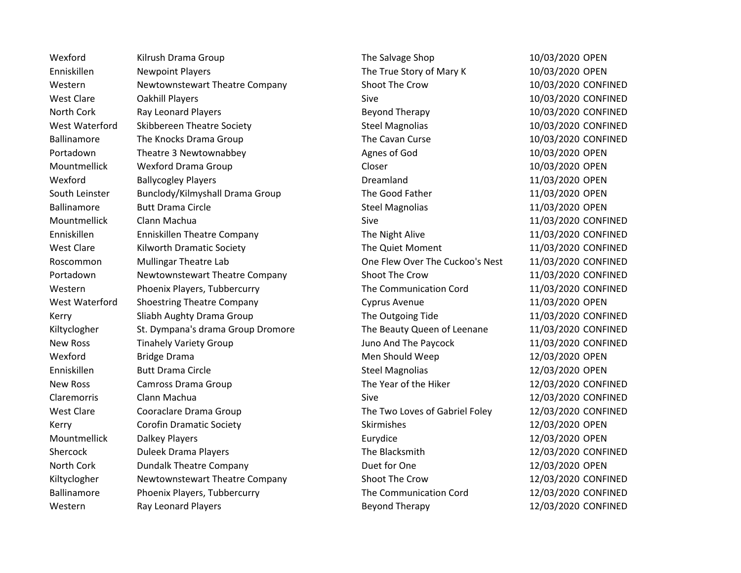| | | | | |
|---|---|---|---|---|
| Wexford | Kilrush Drama Group | The Salvage Shop | 10/03/2020 | OPEN |
| Enniskillen | Newpoint Players | The True Story of Mary K | 10/03/2020 | OPEN |
| Western | Newtownstewart Theatre Company | Shoot The Crow | 10/03/2020 | CONFINED |
| West Clare | Oakhill Players | Sive | 10/03/2020 | CONFINED |
| North Cork | Ray Leonard Players | Beyond Therapy | 10/03/2020 | CONFINED |
| West Waterford | Skibbereen Theatre Society | Steel Magnolias | 10/03/2020 | CONFINED |
| Ballinamore | The Knocks Drama Group | The Cavan Curse | 10/03/2020 | CONFINED |
| Portadown | Theatre 3 Newtownabbey | Agnes of God | 10/03/2020 | OPEN |
| Mountmellick | Wexford Drama Group | Closer | 10/03/2020 | OPEN |
| Wexford | Ballycogley Players | Dreamland | 11/03/2020 | OPEN |
| South Leinster | Bunclody/Kilmyshall Drama Group | The Good Father | 11/03/2020 | OPEN |
| Ballinamore | Butt Drama Circle | Steel Magnolias | 11/03/2020 | OPEN |
| Mountmellick | Clann Machua | Sive | 11/03/2020 | CONFINED |
| Enniskillen | Enniskillen Theatre Company | The Night Alive | 11/03/2020 | CONFINED |
| West Clare | Kilworth Dramatic Society | The Quiet Moment | 11/03/2020 | CONFINED |
| Roscommon | Mullingar Theatre Lab | One Flew Over The Cuckoo's Nest | 11/03/2020 | CONFINED |
| Portadown | Newtownstewart Theatre Company | Shoot The Crow | 11/03/2020 | CONFINED |
| Western | Phoenix Players, Tubbercurry | The Communication Cord | 11/03/2020 | CONFINED |
| West Waterford | Shoestring Theatre Company | Cyprus Avenue | 11/03/2020 | OPEN |
| Kerry | Sliabh Aughty Drama Group | The Outgoing Tide | 11/03/2020 | CONFINED |
| Kiltyclogher | St. Dympana's drama Group Dromore | The Beauty Queen of Leenane | 11/03/2020 | CONFINED |
| New Ross | Tinahely Variety Group | Juno And The Paycock | 11/03/2020 | CONFINED |
| Wexford | Bridge Drama | Men Should Weep | 12/03/2020 | OPEN |
| Enniskillen | Butt Drama Circle | Steel Magnolias | 12/03/2020 | OPEN |
| New Ross | Camross Drama Group | The Year of the Hiker | 12/03/2020 | CONFINED |
| Claremorris | Clann Machua | Sive | 12/03/2020 | CONFINED |
| West Clare | Cooraclare Drama Group | The Two Loves of Gabriel Foley | 12/03/2020 | CONFINED |
| Kerry | Corofin Dramatic Society | Skirmishes | 12/03/2020 | OPEN |
| Mountmellick | Dalkey Players | Eurydice | 12/03/2020 | OPEN |
| Shercock | Duleek Drama Players | The Blacksmith | 12/03/2020 | CONFINED |
| North Cork | Dundalk Theatre Company | Duet for One | 12/03/2020 | OPEN |
| Kiltyclogher | Newtownstewart Theatre Company | Shoot The Crow | 12/03/2020 | CONFINED |
| Ballinamore | Phoenix Players, Tubbercurry | The Communication Cord | 12/03/2020 | CONFINED |
| Western | Ray Leonard Players | Beyond Therapy | 12/03/2020 | CONFINED |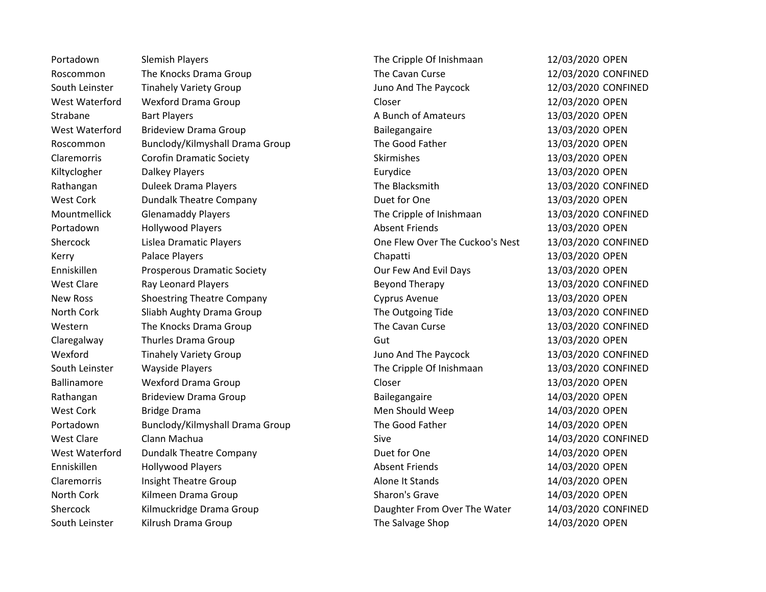| | | | | |
|---|---|---|---|---|
| Portadown | Slemish Players | The Cripple Of Inishmaan | 12/03/2020 | OPEN |
| Roscommon | The Knocks Drama Group | The Cavan Curse | 12/03/2020 | CONFINED |
| South Leinster | Tinahely Variety Group | Juno And The Paycock | 12/03/2020 | CONFINED |
| West Waterford | Wexford Drama Group | Closer | 12/03/2020 | OPEN |
| Strabane | Bart Players | A Bunch of Amateurs | 13/03/2020 | OPEN |
| West Waterford | Brideview Drama Group | Bailegangaire | 13/03/2020 | OPEN |
| Roscommon | Bunclody/Kilmyshall Drama Group | The Good Father | 13/03/2020 | OPEN |
| Claremorris | Corofin Dramatic Society | Skirmishes | 13/03/2020 | OPEN |
| Kiltyclogher | Dalkey Players | Eurydice | 13/03/2020 | OPEN |
| Rathangan | Duleek Drama Players | The Blacksmith | 13/03/2020 | CONFINED |
| West Cork | Dundalk Theatre Company | Duet for One | 13/03/2020 | OPEN |
| Mountmellick | Glenamaddy Players | The Cripple of Inishmaan | 13/03/2020 | CONFINED |
| Portadown | Hollywood Players | Absent Friends | 13/03/2020 | OPEN |
| Shercock | Lislea Dramatic Players | One Flew Over The Cuckoo's Nest | 13/03/2020 | CONFINED |
| Kerry | Palace Players | Chapatti | 13/03/2020 | OPEN |
| Enniskillen | Prosperous Dramatic Society | Our Few And Evil Days | 13/03/2020 | OPEN |
| West Clare | Ray Leonard Players | Beyond Therapy | 13/03/2020 | CONFINED |
| New Ross | Shoestring Theatre Company | Cyprus Avenue | 13/03/2020 | OPEN |
| North Cork | Sliabh Aughty Drama Group | The Outgoing Tide | 13/03/2020 | CONFINED |
| Western | The Knocks Drama Group | The Cavan Curse | 13/03/2020 | CONFINED |
| Claregalway | Thurles Drama Group | Gut | 13/03/2020 | OPEN |
| Wexford | Tinahely Variety Group | Juno And The Paycock | 13/03/2020 | CONFINED |
| South Leinster | Wayside Players | The Cripple Of Inishmaan | 13/03/2020 | CONFINED |
| Ballinamore | Wexford Drama Group | Closer | 13/03/2020 | OPEN |
| Rathangan | Brideview Drama Group | Bailegangaire | 14/03/2020 | OPEN |
| West Cork | Bridge Drama | Men Should Weep | 14/03/2020 | OPEN |
| Portadown | Bunclody/Kilmyshall Drama Group | The Good Father | 14/03/2020 | OPEN |
| West Clare | Clann Machua | Sive | 14/03/2020 | CONFINED |
| West Waterford | Dundalk Theatre Company | Duet for One | 14/03/2020 | OPEN |
| Enniskillen | Hollywood Players | Absent Friends | 14/03/2020 | OPEN |
| Claremorris | Insight Theatre Group | Alone It Stands | 14/03/2020 | OPEN |
| North Cork | Kilmeen Drama Group | Sharon's Grave | 14/03/2020 | OPEN |
| Shercock | Kilmuckridge Drama Group | Daughter From Over The Water | 14/03/2020 | CONFINED |
| South Leinster | Kilrush Drama Group | The Salvage Shop | 14/03/2020 | OPEN |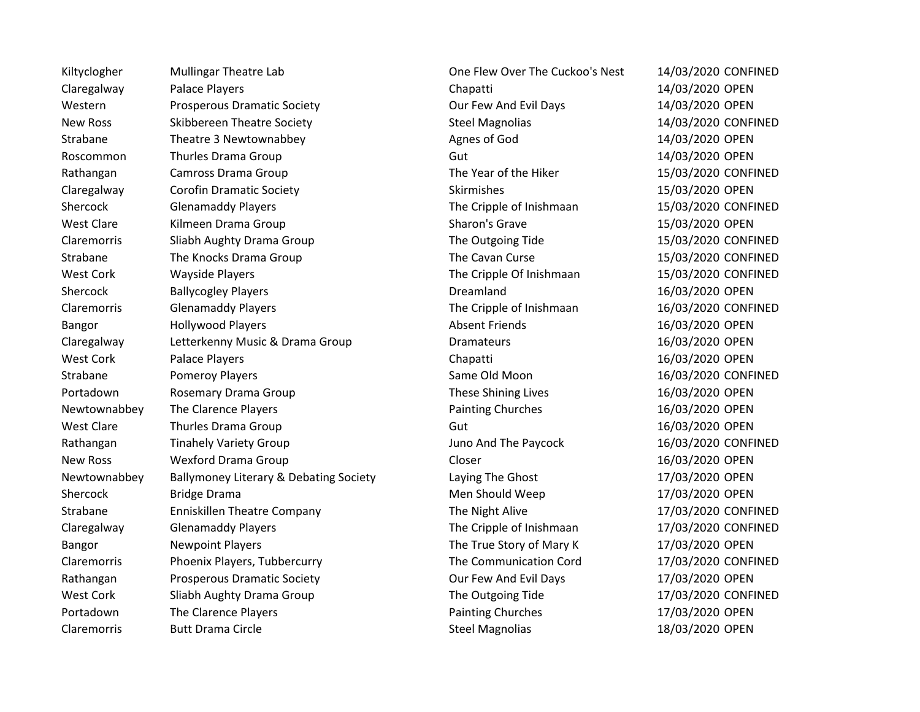| | | | | |
|---|---|---|---|---|
| Kiltyclogher | Mullingar Theatre Lab | One Flew Over The Cuckoo's Nest | 14/03/2020 | CONFINED |
| Claregalway | Palace Players | Chapatti | 14/03/2020 | OPEN |
| Western | Prosperous Dramatic Society | Our Few And Evil Days | 14/03/2020 | OPEN |
| New Ross | Skibbereen Theatre Society | Steel Magnolias | 14/03/2020 | CONFINED |
| Strabane | Theatre 3 Newtownabbey | Agnes of God | 14/03/2020 | OPEN |
| Roscommon | Thurles Drama Group | Gut | 14/03/2020 | OPEN |
| Rathangan | Camross Drama Group | The Year of the Hiker | 15/03/2020 | CONFINED |
| Claregalway | Corofin Dramatic Society | Skirmishes | 15/03/2020 | OPEN |
| Shercock | Glenamaddy Players | The Cripple of Inishmaan | 15/03/2020 | CONFINED |
| West Clare | Kilmeen Drama Group | Sharon's Grave | 15/03/2020 | OPEN |
| Claremorris | Sliabh Aughty Drama Group | The Outgoing Tide | 15/03/2020 | CONFINED |
| Strabane | The Knocks Drama Group | The Cavan Curse | 15/03/2020 | CONFINED |
| West Cork | Wayside Players | The Cripple Of Inishmaan | 15/03/2020 | CONFINED |
| Shercock | Ballycogley Players | Dreamland | 16/03/2020 | OPEN |
| Claremorris | Glenamaddy Players | The Cripple of Inishmaan | 16/03/2020 | CONFINED |
| Bangor | Hollywood Players | Absent Friends | 16/03/2020 | OPEN |
| Claregalway | Letterkenny Music & Drama Group | Dramateurs | 16/03/2020 | OPEN |
| West Cork | Palace Players | Chapatti | 16/03/2020 | OPEN |
| Strabane | Pomeroy Players | Same Old Moon | 16/03/2020 | CONFINED |
| Portadown | Rosemary Drama Group | These Shining Lives | 16/03/2020 | OPEN |
| Newtownabbey | The Clarence Players | Painting Churches | 16/03/2020 | OPEN |
| West Clare | Thurles Drama Group | Gut | 16/03/2020 | OPEN |
| Rathangan | Tinahely Variety Group | Juno And The Paycock | 16/03/2020 | CONFINED |
| New Ross | Wexford Drama Group | Closer | 16/03/2020 | OPEN |
| Newtownabbey | Ballymoney Literary & Debating Society | Laying The Ghost | 17/03/2020 | OPEN |
| Shercock | Bridge Drama | Men Should Weep | 17/03/2020 | OPEN |
| Strabane | Enniskillen Theatre Company | The Night Alive | 17/03/2020 | CONFINED |
| Claregalway | Glenamaddy Players | The Cripple of Inishmaan | 17/03/2020 | CONFINED |
| Bangor | Newpoint Players | The True Story of Mary K | 17/03/2020 | OPEN |
| Claremorris | Phoenix Players, Tubbercurry | The Communication Cord | 17/03/2020 | CONFINED |
| Rathangan | Prosperous Dramatic Society | Our Few And Evil Days | 17/03/2020 | OPEN |
| West Cork | Sliabh Aughty Drama Group | The Outgoing Tide | 17/03/2020 | CONFINED |
| Portadown | The Clarence Players | Painting Churches | 17/03/2020 | OPEN |
| Claremorris | Butt Drama Circle | Steel Magnolias | 18/03/2020 | OPEN |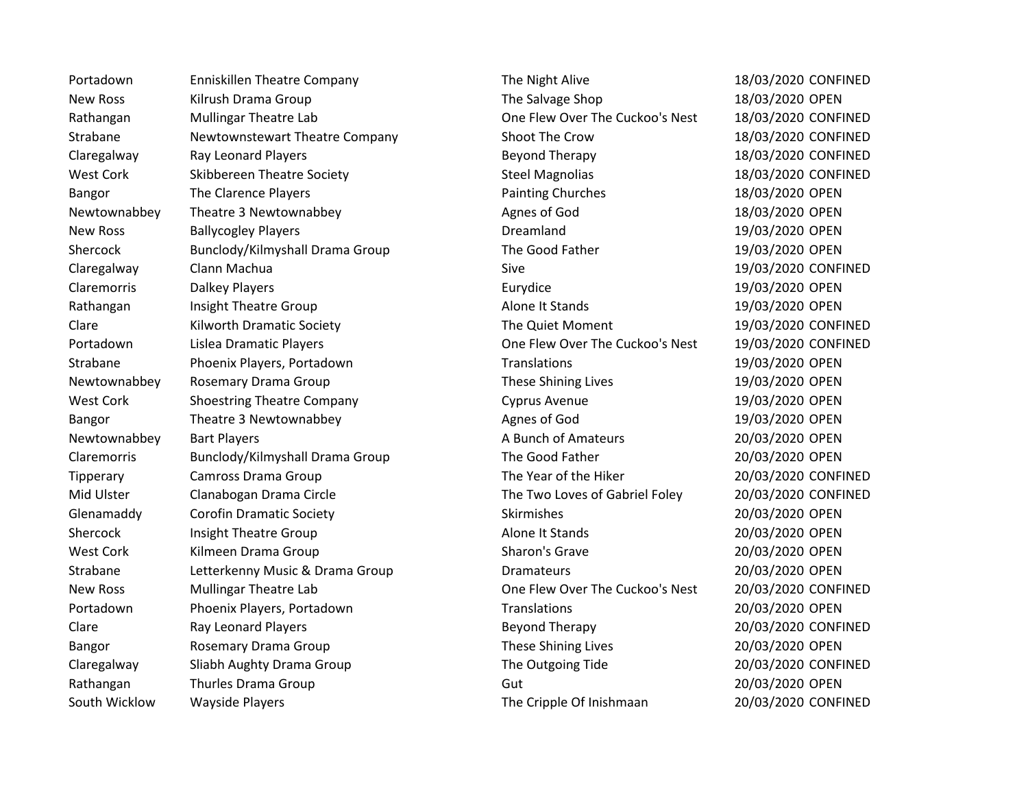| | | | | |
|---|---|---|---|---|
| Portadown | Enniskillen Theatre Company | The Night Alive | 18/03/2020 | CONFINED |
| New Ross | Kilrush Drama Group | The Salvage Shop | 18/03/2020 | OPEN |
| Rathangan | Mullingar Theatre Lab | One Flew Over The Cuckoo's Nest | 18/03/2020 | CONFINED |
| Strabane | Newtownstewart Theatre Company | Shoot The Crow | 18/03/2020 | CONFINED |
| Claregalway | Ray Leonard Players | Beyond Therapy | 18/03/2020 | CONFINED |
| West Cork | Skibbereen Theatre Society | Steel Magnolias | 18/03/2020 | CONFINED |
| Bangor | The Clarence Players | Painting Churches | 18/03/2020 | OPEN |
| Newtownabbey | Theatre 3 Newtownabbey | Agnes of God | 18/03/2020 | OPEN |
| New Ross | Ballycogley Players | Dreamland | 19/03/2020 | OPEN |
| Shercock | Bunclody/Kilmyshall Drama Group | The Good Father | 19/03/2020 | OPEN |
| Claregalway | Clann Machua | Sive | 19/03/2020 | CONFINED |
| Claremorris | Dalkey Players | Eurydice | 19/03/2020 | OPEN |
| Rathangan | Insight Theatre Group | Alone It Stands | 19/03/2020 | OPEN |
| Clare | Kilworth Dramatic Society | The Quiet Moment | 19/03/2020 | CONFINED |
| Portadown | Lislea Dramatic Players | One Flew Over The Cuckoo's Nest | 19/03/2020 | CONFINED |
| Strabane | Phoenix Players, Portadown | Translations | 19/03/2020 | OPEN |
| Newtownabbey | Rosemary Drama Group | These Shining Lives | 19/03/2020 | OPEN |
| West Cork | Shoestring Theatre Company | Cyprus Avenue | 19/03/2020 | OPEN |
| Bangor | Theatre 3 Newtownabbey | Agnes of God | 19/03/2020 | OPEN |
| Newtownabbey | Bart Players | A Bunch of Amateurs | 20/03/2020 | OPEN |
| Claremorris | Bunclody/Kilmyshall Drama Group | The Good Father | 20/03/2020 | OPEN |
| Tipperary | Camross Drama Group | The Year of the Hiker | 20/03/2020 | CONFINED |
| Mid Ulster | Clanabogan Drama Circle | The Two Loves of Gabriel Foley | 20/03/2020 | CONFINED |
| Glenamaddy | Corofin Dramatic Society | Skirmishes | 20/03/2020 | OPEN |
| Shercock | Insight Theatre Group | Alone It Stands | 20/03/2020 | OPEN |
| West Cork | Kilmeen Drama Group | Sharon's Grave | 20/03/2020 | OPEN |
| Strabane | Letterkenny Music & Drama Group | Dramateurs | 20/03/2020 | OPEN |
| New Ross | Mullingar Theatre Lab | One Flew Over The Cuckoo's Nest | 20/03/2020 | CONFINED |
| Portadown | Phoenix Players, Portadown | Translations | 20/03/2020 | OPEN |
| Clare | Ray Leonard Players | Beyond Therapy | 20/03/2020 | CONFINED |
| Bangor | Rosemary Drama Group | These Shining Lives | 20/03/2020 | OPEN |
| Claregalway | Sliabh Aughty Drama Group | The Outgoing Tide | 20/03/2020 | CONFINED |
| Rathangan | Thurles Drama Group | Gut | 20/03/2020 | OPEN |
| South Wicklow | Wayside Players | The Cripple Of Inishmaan | 20/03/2020 | CONFINED |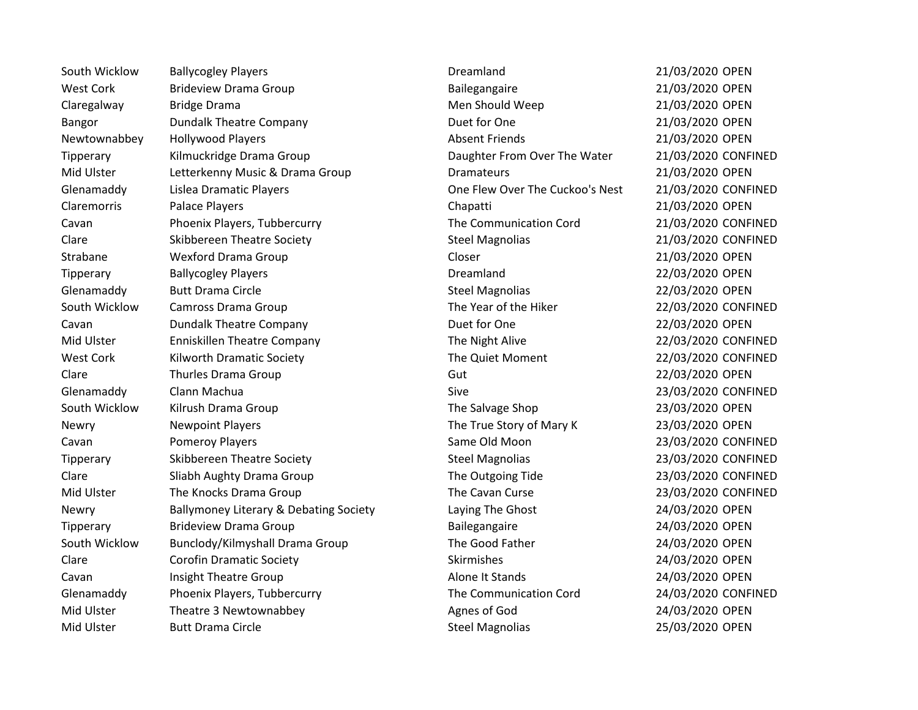| | | | | |
|---|---|---|---|---|
| South Wicklow | Ballycogley Players | Dreamland | 21/03/2020 | OPEN |
| West Cork | Brideview Drama Group | Bailegangaire | 21/03/2020 | OPEN |
| Claregalway | Bridge Drama | Men Should Weep | 21/03/2020 | OPEN |
| Bangor | Dundalk Theatre Company | Duet for One | 21/03/2020 | OPEN |
| Newtownabbey | Hollywood Players | Absent Friends | 21/03/2020 | OPEN |
| Tipperary | Kilmuckridge Drama Group | Daughter From Over The Water | 21/03/2020 | CONFINED |
| Mid Ulster | Letterkenny Music & Drama Group | Dramateurs | 21/03/2020 | OPEN |
| Glenamaddy | Lislea Dramatic Players | One Flew Over The Cuckoo's Nest | 21/03/2020 | CONFINED |
| Claremorris | Palace Players | Chapatti | 21/03/2020 | OPEN |
| Cavan | Phoenix Players, Tubbercurry | The Communication Cord | 21/03/2020 | CONFINED |
| Clare | Skibbereen Theatre Society | Steel Magnolias | 21/03/2020 | CONFINED |
| Strabane | Wexford Drama Group | Closer | 21/03/2020 | OPEN |
| Tipperary | Ballycogley Players | Dreamland | 22/03/2020 | OPEN |
| Glenamaddy | Butt Drama Circle | Steel Magnolias | 22/03/2020 | OPEN |
| South Wicklow | Camross Drama Group | The Year of the Hiker | 22/03/2020 | CONFINED |
| Cavan | Dundalk Theatre Company | Duet for One | 22/03/2020 | OPEN |
| Mid Ulster | Enniskillen Theatre Company | The Night Alive | 22/03/2020 | CONFINED |
| West Cork | Kilworth Dramatic Society | The Quiet Moment | 22/03/2020 | CONFINED |
| Clare | Thurles Drama Group | Gut | 22/03/2020 | OPEN |
| Glenamaddy | Clann Machua | Sive | 23/03/2020 | CONFINED |
| South Wicklow | Kilrush Drama Group | The Salvage Shop | 23/03/2020 | OPEN |
| Newry | Newpoint Players | The True Story of Mary K | 23/03/2020 | OPEN |
| Cavan | Pomeroy Players | Same Old Moon | 23/03/2020 | CONFINED |
| Tipperary | Skibbereen Theatre Society | Steel Magnolias | 23/03/2020 | CONFINED |
| Clare | Sliabh Aughty Drama Group | The Outgoing Tide | 23/03/2020 | CONFINED |
| Mid Ulster | The Knocks Drama Group | The Cavan Curse | 23/03/2020 | CONFINED |
| Newry | Ballymoney Literary & Debating Society | Laying The Ghost | 24/03/2020 | OPEN |
| Tipperary | Brideview Drama Group | Bailegangaire | 24/03/2020 | OPEN |
| South Wicklow | Bunclody/Kilmyshall Drama Group | The Good Father | 24/03/2020 | OPEN |
| Clare | Corofin Dramatic Society | Skirmishes | 24/03/2020 | OPEN |
| Cavan | Insight Theatre Group | Alone It Stands | 24/03/2020 | OPEN |
| Glenamaddy | Phoenix Players, Tubbercurry | The Communication Cord | 24/03/2020 | CONFINED |
| Mid Ulster | Theatre 3 Newtownabbey | Agnes of God | 24/03/2020 | OPEN |
| Mid Ulster | Butt Drama Circle | Steel Magnolias | 25/03/2020 | OPEN |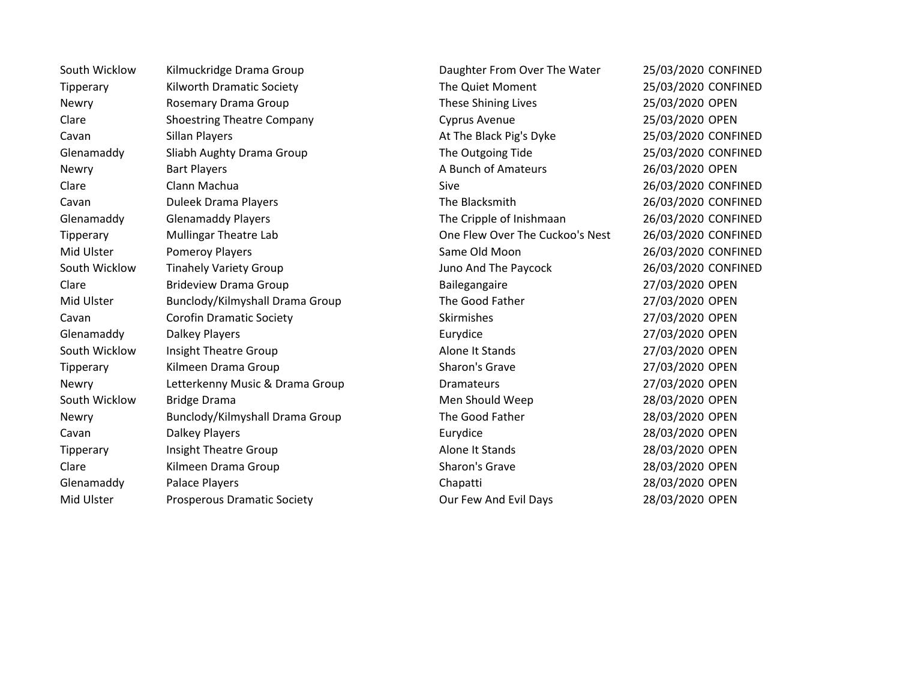| | | | | |
|---|---|---|---|---|
| South Wicklow | Kilmuckridge Drama Group | Daughter From Over The Water | 25/03/2020 | CONFINED |
| Tipperary | Kilworth Dramatic Society | The Quiet Moment | 25/03/2020 | CONFINED |
| Newry | Rosemary Drama Group | These Shining Lives | 25/03/2020 | OPEN |
| Clare | Shoestring Theatre Company | Cyprus Avenue | 25/03/2020 | OPEN |
| Cavan | Sillan Players | At The Black Pig's Dyke | 25/03/2020 | CONFINED |
| Glenamaddy | Sliabh Aughty Drama Group | The Outgoing Tide | 25/03/2020 | CONFINED |
| Newry | Bart Players | A Bunch of Amateurs | 26/03/2020 | OPEN |
| Clare | Clann Machua | Sive | 26/03/2020 | CONFINED |
| Cavan | Duleek Drama Players | The Blacksmith | 26/03/2020 | CONFINED |
| Glenamaddy | Glenamaddy Players | The Cripple of Inishmaan | 26/03/2020 | CONFINED |
| Tipperary | Mullingar Theatre Lab | One Flew Over The Cuckoo's Nest | 26/03/2020 | CONFINED |
| Mid Ulster | Pomeroy Players | Same Old Moon | 26/03/2020 | CONFINED |
| South Wicklow | Tinahely Variety Group | Juno And The Paycock | 26/03/2020 | CONFINED |
| Clare | Brideview Drama Group | Bailegangaire | 27/03/2020 | OPEN |
| Mid Ulster | Bunclody/Kilmyshall Drama Group | The Good Father | 27/03/2020 | OPEN |
| Cavan | Corofin Dramatic Society | Skirmishes | 27/03/2020 | OPEN |
| Glenamaddy | Dalkey Players | Eurydice | 27/03/2020 | OPEN |
| South Wicklow | Insight Theatre Group | Alone It Stands | 27/03/2020 | OPEN |
| Tipperary | Kilmeen Drama Group | Sharon's Grave | 27/03/2020 | OPEN |
| Newry | Letterkenny Music & Drama Group | Dramateurs | 27/03/2020 | OPEN |
| South Wicklow | Bridge Drama | Men Should Weep | 28/03/2020 | OPEN |
| Newry | Bunclody/Kilmyshall Drama Group | The Good Father | 28/03/2020 | OPEN |
| Cavan | Dalkey Players | Eurydice | 28/03/2020 | OPEN |
| Tipperary | Insight Theatre Group | Alone It Stands | 28/03/2020 | OPEN |
| Clare | Kilmeen Drama Group | Sharon's Grave | 28/03/2020 | OPEN |
| Glenamaddy | Palace Players | Chapatti | 28/03/2020 | OPEN |
| Mid Ulster | Prosperous Dramatic Society | Our Few And Evil Days | 28/03/2020 | OPEN |